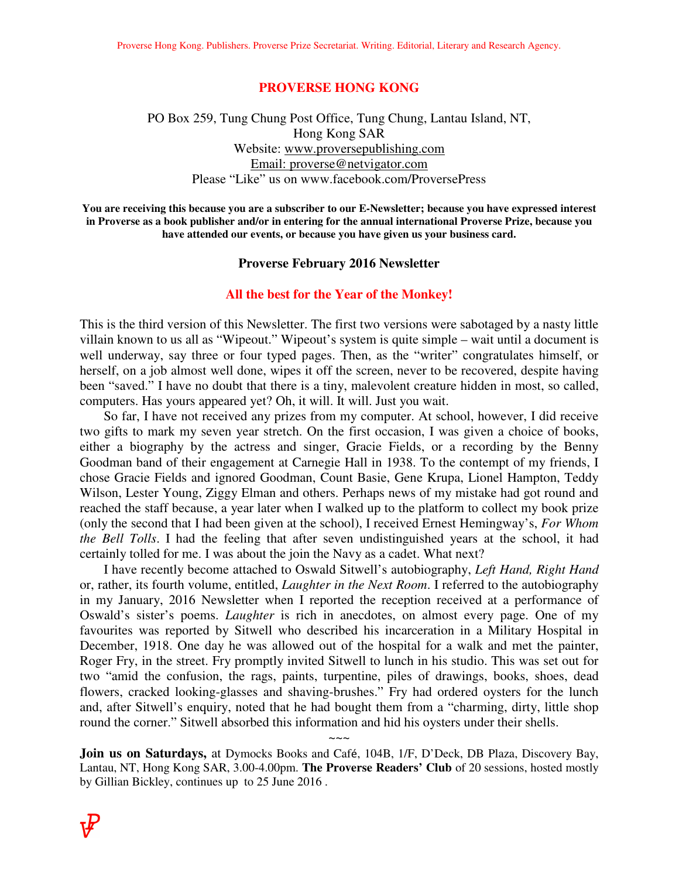Proverse Hong Kong. Publishers. Proverse Prize Secretariat. Writing. Editorial, Literary and Research Agency.

# PROVERSE HONG KONG

PO Box 259, Tung Chung Post Office, Tung Chung, Lantau Island, NT,
Hong Kong SAR
Website: www.proversepublishing.com
Email: proverse@netvigator.com
Please "Like" us on www.facebook.com/ProversePress

**You are receiving this because you are a subscriber to our E-Newsletter; because you have expressed interest in Proverse as a book publisher and/or in entering for the annual international Proverse Prize, because you have attended our events, or because you have given us your business card.**

## Proverse February 2016 Newsletter

**All the best for the Year of the Monkey!**

This is the third version of this Newsletter. The first two versions were sabotaged by a nasty little villain known to us all as "Wipeout." Wipeout's system is quite simple – wait until a document is well underway, say three or four typed pages. Then, as the "writer" congratulates himself, or herself, on a job almost well done, wipes it off the screen, never to be recovered, despite having been "saved." I have no doubt that there is a tiny, malevolent creature hidden in most, so called, computers. Has yours appeared yet? Oh, it will. It will. Just you wait.

So far, I have not received any prizes from my computer. At school, however, I did receive two gifts to mark my seven year stretch. On the first occasion, I was given a choice of books, either a biography by the actress and singer, Gracie Fields, or a recording by the Benny Goodman band of their engagement at Carnegie Hall in 1938. To the contempt of my friends, I chose Gracie Fields and ignored Goodman, Count Basie, Gene Krupa, Lionel Hampton, Teddy Wilson, Lester Young, Ziggy Elman and others. Perhaps news of my mistake had got round and reached the staff because, a year later when I walked up to the platform to collect my book prize (only the second that I had been given at the school), I received Ernest Hemingway's, *For Whom the Bell Tolls*. I had the feeling that after seven undistinguished years at the school, it had certainly tolled for me. I was about the join the Navy as a cadet. What next?

I have recently become attached to Oswald Sitwell's autobiography, *Left Hand, Right Hand* or, rather, its fourth volume, entitled, *Laughter in the Next Room*. I referred to the autobiography in my January, 2016 Newsletter when I reported the reception received at a performance of Oswald's sister's poems. *Laughter* is rich in anecdotes, on almost every page. One of my favourites was reported by Sitwell who described his incarceration in a Military Hospital in December, 1918. One day he was allowed out of the hospital for a walk and met the painter, Roger Fry, in the street. Fry promptly invited Sitwell to lunch in his studio. This was set out for two "amid the confusion, the rags, paints, turpentine, piles of drawings, books, shoes, dead flowers, cracked looking-glasses and shaving-brushes." Fry had ordered oysters for the lunch and, after Sitwell's enquiry, noted that he had bought them from a "charming, dirty, little shop round the corner." Sitwell absorbed this information and hid his oysters under their shells.

~~~

**Join us on Saturdays,** at Dymocks Books and Café, 104B, 1/F, D'Deck, DB Plaza, Discovery Bay, Lantau, NT, Hong Kong SAR, 3.00-4.00pm. **The Proverse Readers' Club** of 20 sessions, hosted mostly by Gillian Bickley, continues up to 25 June 2016 .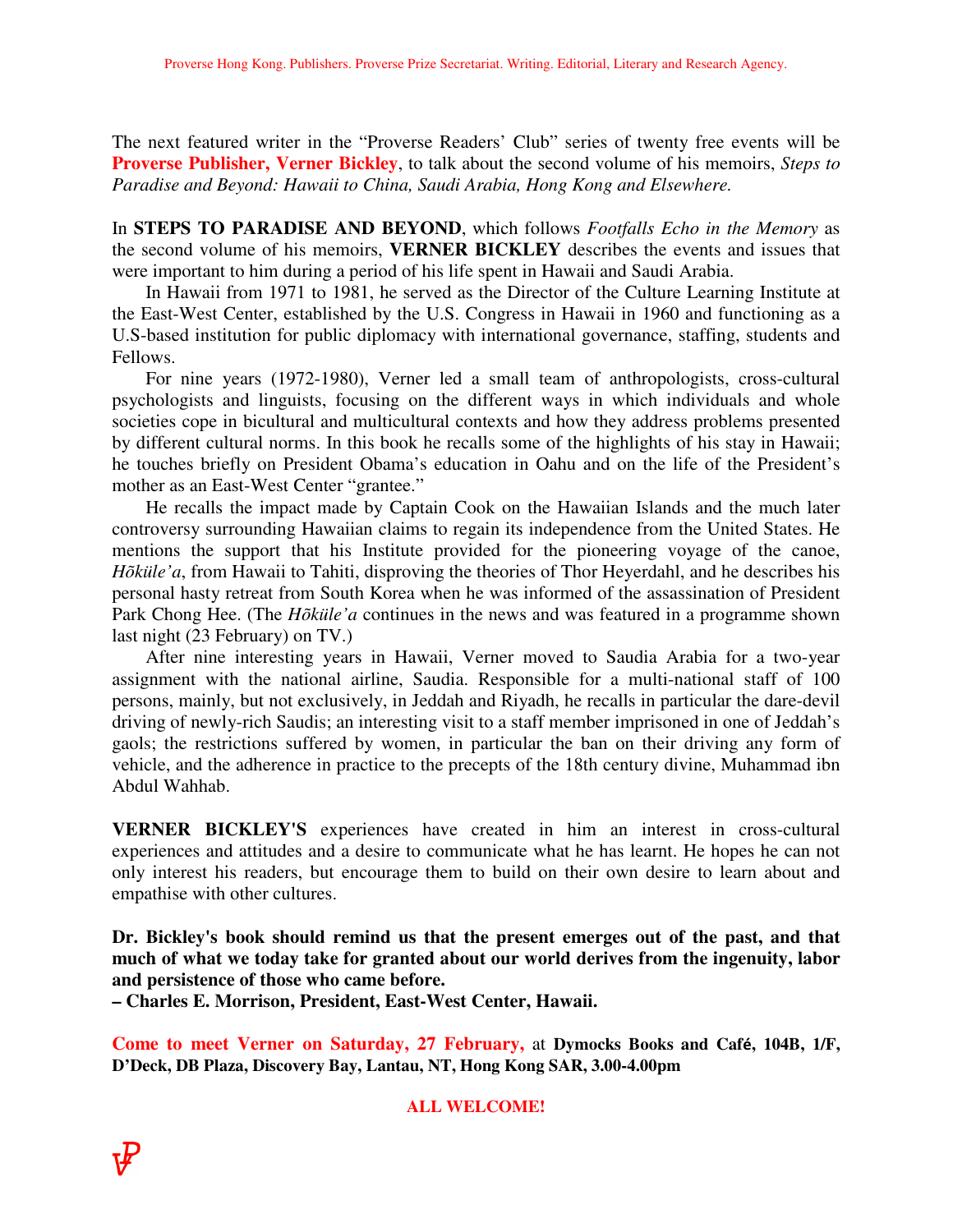The next featured writer in the "Proverse Readers' Club" series of twenty free events will be **Proverse Publisher, Verner Bickley**, to talk about the second volume of his memoirs, *Steps to Paradise and Beyond: Hawaii to China, Saudi Arabia, Hong Kong and Elsewhere.*

In **STEPS TO PARADISE AND BEYOND**, which follows *Footfalls Echo in the Memory* as the second volume of his memoirs, **VERNER BICKLEY** describes the events and issues that were important to him during a period of his life spent in Hawaii and Saudi Arabia.

In Hawaii from 1971 to 1981, he served as the Director of the Culture Learning Institute at the East-West Center, established by the U.S. Congress in Hawaii in 1960 and functioning as a U.S-based institution for public diplomacy with international governance, staffing, students and Fellows.

For nine years (1972-1980), Verner led a small team of anthropologists, cross-cultural psychologists and linguists, focusing on the different ways in which individuals and whole societies cope in bicultural and multicultural contexts and how they address problems presented by different cultural norms. In this book he recalls some of the highlights of his stay in Hawaii; he touches briefly on President Obama's education in Oahu and on the life of the President's mother as an East-West Center "grantee."

He recalls the impact made by Captain Cook on the Hawaiian Islands and the much later controversy surrounding Hawaiian claims to regain its independence from the United States. He mentions the support that his Institute provided for the pioneering voyage of the canoe, *Hõküle'a*, from Hawaii to Tahiti, disproving the theories of Thor Heyerdahl, and he describes his personal hasty retreat from South Korea when he was informed of the assassination of President Park Chong Hee. (The *Hõküle'a* continues in the news and was featured in a programme shown last night (23 February) on TV.)

After nine interesting years in Hawaii, Verner moved to Saudia Arabia for a two-year assignment with the national airline, Saudia. Responsible for a multi-national staff of 100 persons, mainly, but not exclusively, in Jeddah and Riyadh, he recalls in particular the dare-devil driving of newly-rich Saudis; an interesting visit to a staff member imprisoned in one of Jeddah's gaols; the restrictions suffered by women, in particular the ban on their driving any form of vehicle, and the adherence in practice to the precepts of the 18th century divine, Muhammad ibn Abdul Wahhab.

**VERNER BICKLEY'S** experiences have created in him an interest in cross-cultural experiences and attitudes and a desire to communicate what he has learnt. He hopes he can not only interest his readers, but encourage them to build on their own desire to learn about and empathise with other cultures.

**Dr. Bickley's book should remind us that the present emerges out of the past, and that much of what we today take for granted about our world derives from the ingenuity, labor and persistence of those who came before.**
**– Charles E. Morrison, President, East-West Center, Hawaii.**

**Come to meet Verner on Saturday, 27 February,** at **Dymocks Books and Café, 104B, 1/F, D'Deck, DB Plaza, Discovery Bay, Lantau, NT, Hong Kong SAR, 3.00-4.00pm**

**ALL WELCOME!**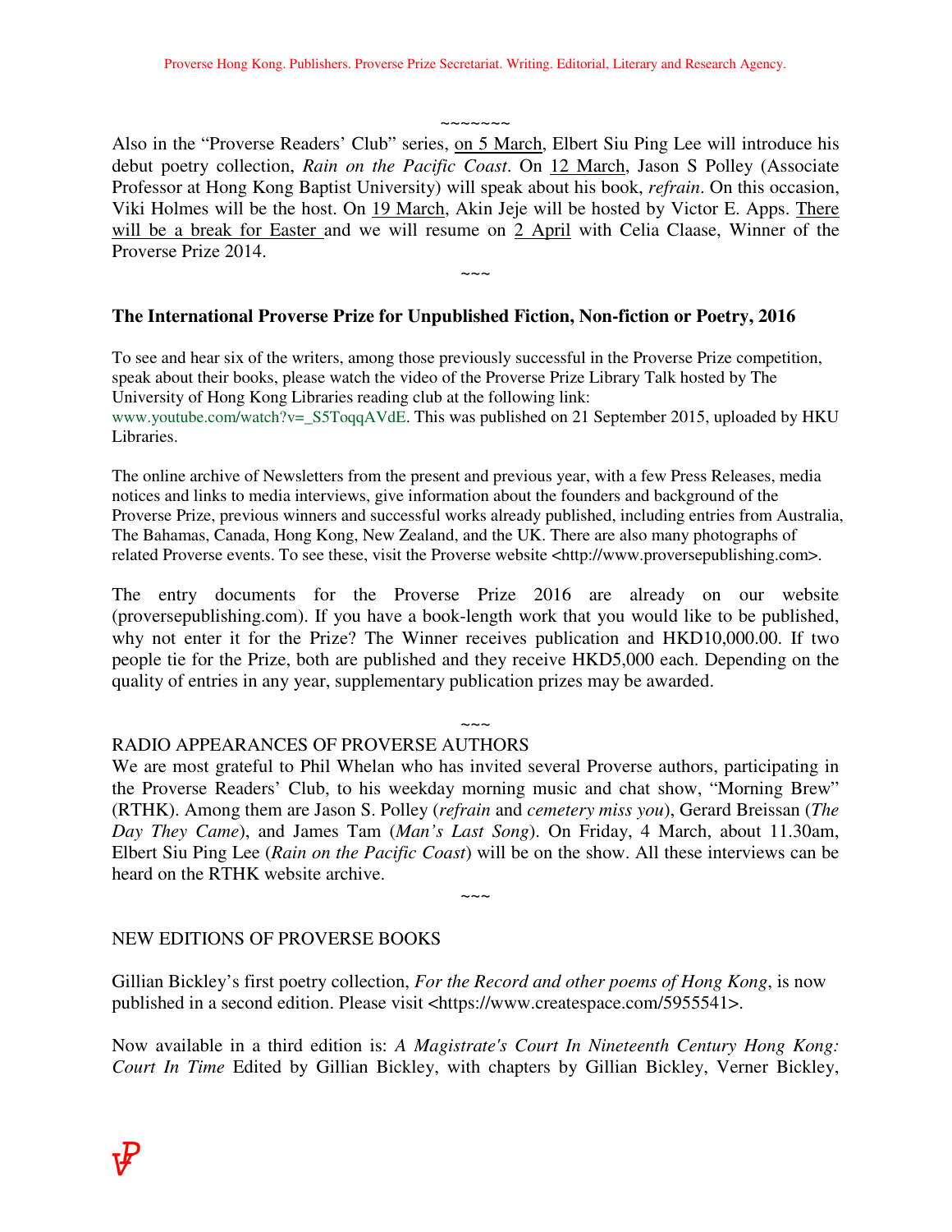~~~~~~~

Also in the "Proverse Readers' Club" series, on 5 March, Elbert Siu Ping Lee will introduce his debut poetry collection, *Rain on the Pacific Coast*. On 12 March, Jason S Polley (Associate Professor at Hong Kong Baptist University) will speak about his book, *refrain*. On this occasion, Viki Holmes will be the host. On 19 March, Akin Jeje will be hosted by Victor E. Apps. There will be a break for Easter and we will resume on 2 April with Celia Claase, Winner of the Proverse Prize 2014.

~~~

## The International Proverse Prize for Unpublished Fiction, Non-fiction or Poetry, 2016

To see and hear six of the writers, among those previously successful in the Proverse Prize competition, speak about their books, please watch the video of the Proverse Prize Library Talk hosted by The University of Hong Kong Libraries reading club at the following link: www.youtube.com/watch?v=_S5ToqqAVdE. This was published on 21 September 2015, uploaded by HKU Libraries.

The online archive of Newsletters from the present and previous year, with a few Press Releases, media notices and links to media interviews, give information about the founders and background of the Proverse Prize, previous winners and successful works already published, including entries from Australia, The Bahamas, Canada, Hong Kong, New Zealand, and the UK. There are also many photographs of related Proverse events. To see these, visit the Proverse website <http://www.proversepublishing.com>.

The entry documents for the Proverse Prize 2016 are already on our website (proversepublishing.com). If you have a book-length work that you would like to be published, why not enter it for the Prize? The Winner receives publication and HKD10,000.00. If two people tie for the Prize, both are published and they receive HKD5,000 each. Depending on the quality of entries in any year, supplementary publication prizes may be awarded.

~~~

RADIO APPEARANCES OF PROVERSE AUTHORS

We are most grateful to Phil Whelan who has invited several Proverse authors, participating in the Proverse Readers' Club, to his weekday morning music and chat show, "Morning Brew" (RTHK). Among them are Jason S. Polley (*refrain* and *cemetery miss you*), Gerard Breissan (*The Day They Came*), and James Tam (*Man's Last Song*). On Friday, 4 March, about 11.30am, Elbert Siu Ping Lee (*Rain on the Pacific Coast*) will be on the show. All these interviews can be heard on the RTHK website archive.

~~~

NEW EDITIONS OF PROVERSE BOOKS

Gillian Bickley's first poetry collection, *For the Record and other poems of Hong Kong*, is now published in a second edition. Please visit <https://www.createspace.com/5955541>.

Now available in a third edition is: *A Magistrate's Court In Nineteenth Century Hong Kong: Court In Time* Edited by Gillian Bickley, with chapters by Gillian Bickley, Verner Bickley,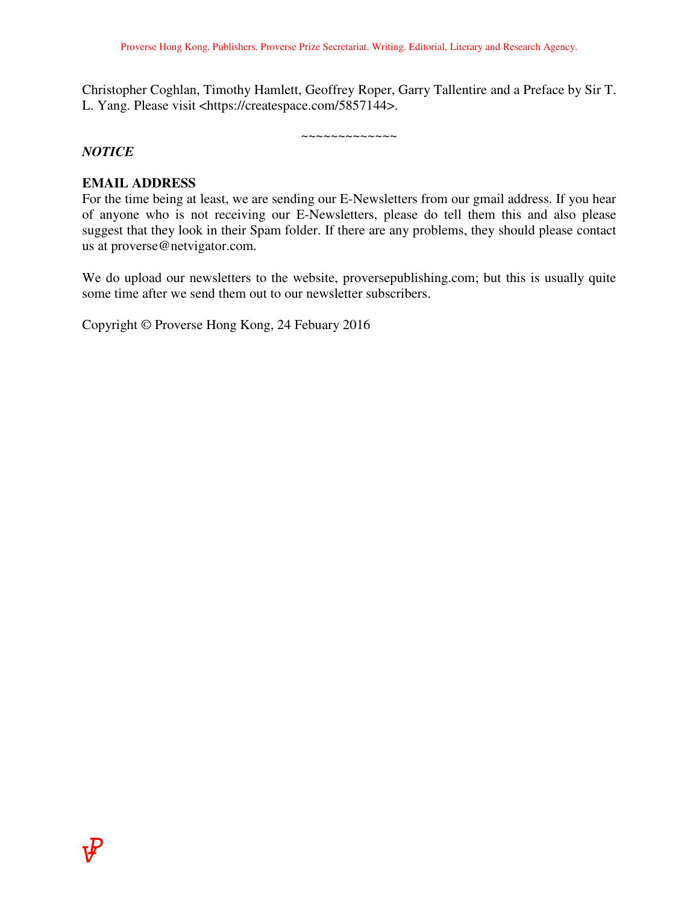Christopher Coghlan, Timothy Hamlett, Geoffrey Roper, Garry Tallentire and a Preface by Sir T. L. Yang. Please visit <https://createspace.com/5857144>.

~~~~~~~~~~~~~

*NOTICE*

**EMAIL ADDRESS**

For the time being at least, we are sending our E-Newsletters from our gmail address. If you hear of anyone who is not receiving our E-Newsletters, please do tell them this and also please suggest that they look in their Spam folder. If there are any problems, they should please contact us at proverse@netvigator.com.

We do upload our newsletters to the website, proversepublishing.com; but this is usually quite some time after we send them out to our newsletter subscribers.

Copyright © Proverse Hong Kong, 24 Febuary 2016